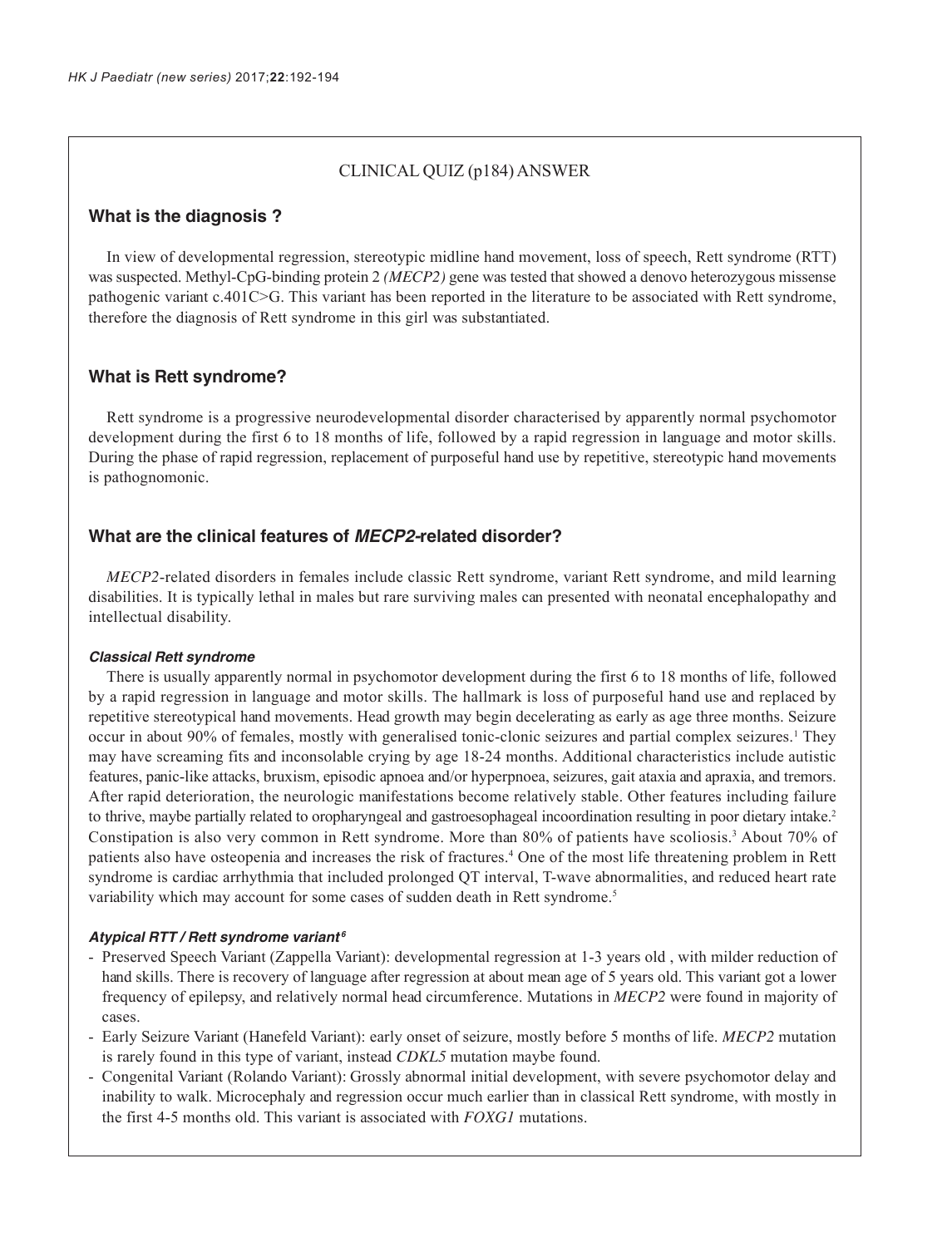CLINICAL QUIZ (p184) ANSWER

## What is the diagnosis ?

In view of developmental regression, stereotypic midline hand movement, loss of speech, Rett syndrome (RTT) was suspected. Methyl-CpG-binding protein 2 *(MECP2)* gene was tested that showed a denovo heterozygous missense pathogenic variant c.401C>G. This variant has been reported in the literature to be associated with Rett syndrome, therefore the diagnosis of Rett syndrome in this girl was substantiated.

## What is Rett syndrome?

Rett syndrome is a progressive neurodevelopmental disorder characterised by apparently normal psychomotor development during the first 6 to 18 months of life, followed by a rapid regression in language and motor skills. During the phase of rapid regression, replacement of purposeful hand use by repetitive, stereotypic hand movements is pathognomonic.

## What are the clinical features of *MECP2*-related disorder?

*MECP2*-related disorders in females include classic Rett syndrome, variant Rett syndrome, and mild learning disabilities. It is typically lethal in males but rare surviving males can presented with neonatal encephalopathy and intellectual disability.

### *Classical Rett syndrome*

There is usually apparently normal in psychomotor development during the first 6 to 18 months of life, followed by a rapid regression in language and motor skills. The hallmark is loss of purposeful hand use and replaced by repetitive stereotypical hand movements. Head growth may begin decelerating as early as age three months. Seizure occur in about 90% of females, mostly with generalised tonic-clonic seizures and partial complex seizures.[1] They may have screaming fits and inconsolable crying by age 18-24 months. Additional characteristics include autistic features, panic-like attacks, bruxism, episodic apnoea and/or hyperpnoea, seizures, gait ataxia and apraxia, and tremors. After rapid deterioration, the neurologic manifestations become relatively stable. Other features including failure to thrive, maybe partially related to oropharyngeal and gastroesophageal incoordination resulting in poor dietary intake.[2] Constipation is also very common in Rett syndrome. More than 80% of patients have scoliosis.[3] About 70% of patients also have osteopenia and increases the risk of fractures.[4] One of the most life threatening problem in Rett syndrome is cardiac arrhythmia that included prolonged QT interval, T-wave abnormalities, and reduced heart rate variability which may account for some cases of sudden death in Rett syndrome.[5]

### *Atypical RTT / Rett syndrome variant*[6]

- Preserved Speech Variant (Zappella Variant): developmental regression at 1-3 years old , with milder reduction of hand skills. There is recovery of language after regression at about mean age of 5 years old. This variant got a lower frequency of epilepsy, and relatively normal head circumference. Mutations in *MECP2* were found in majority of cases.
- Early Seizure Variant (Hanefeld Variant): early onset of seizure, mostly before 5 months of life. *MECP2* mutation is rarely found in this type of variant, instead *CDKL5* mutation maybe found.
- Congenital Variant (Rolando Variant): Grossly abnormal initial development, with severe psychomotor delay and inability to walk. Microcephaly and regression occur much earlier than in classical Rett syndrome, with mostly in the first 4-5 months old. This variant is associated with *FOXG1* mutations.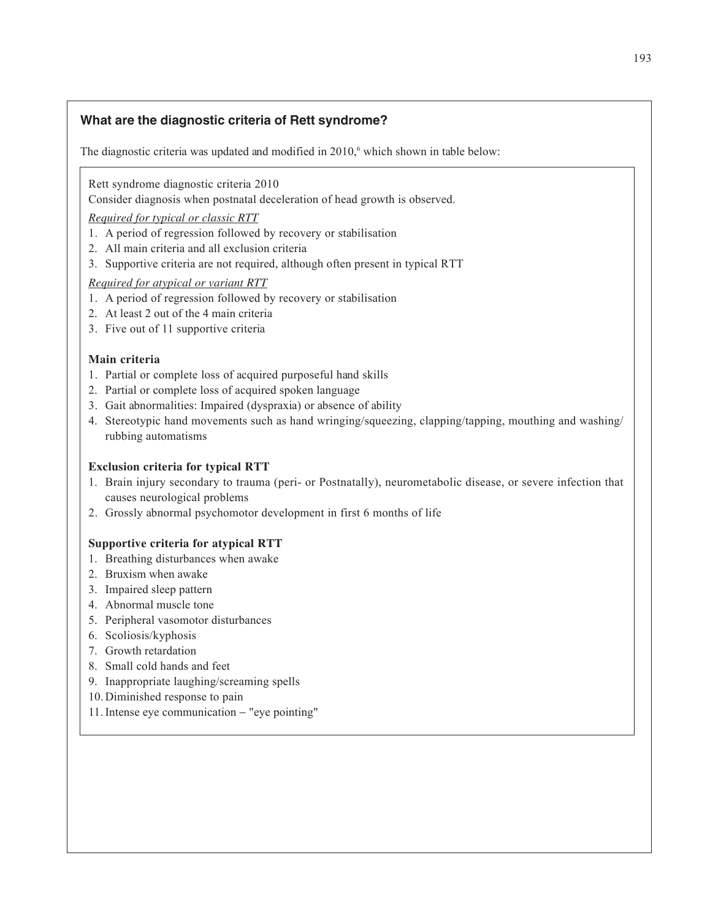### What are the diagnostic criteria of Rett syndrome?

The diagnostic criteria was updated and modified in 2010,[6] which shown in table below:

Rett syndrome diagnostic criteria 2010

Consider diagnosis when postnatal deceleration of head growth is observed.

*Required for typical or classic RTT*

1. A period of regression followed by recovery or stabilisation
2. All main criteria and all exclusion criteria
3. Supportive criteria are not required, although often present in typical RTT

*Required for atypical or variant RTT*

1. A period of regression followed by recovery or stabilisation
2. At least 2 out of the 4 main criteria
3. Five out of 11 supportive criteria

**Main criteria**

1. Partial or complete loss of acquired purposeful hand skills
2. Partial or complete loss of acquired spoken language
3. Gait abnormalities: Impaired (dyspraxia) or absence of ability
4. Stereotypic hand movements such as hand wringing/squeezing, clapping/tapping, mouthing and washing/rubbing automatisms

**Exclusion criteria for typical RTT**

1. Brain injury secondary to trauma (peri- or Postnatally), neurometabolic disease, or severe infection that causes neurological problems
2. Grossly abnormal psychomotor development in first 6 months of life

**Supportive criteria for atypical RTT**

1. Breathing disturbances when awake
2. Bruxism when awake
3. Impaired sleep pattern
4. Abnormal muscle tone
5. Peripheral vasomotor disturbances
6. Scoliosis/kyphosis
7. Growth retardation
8. Small cold hands and feet
9. Inappropriate laughing/screaming spells
10. Diminished response to pain
11. Intense eye communication – "eye pointing"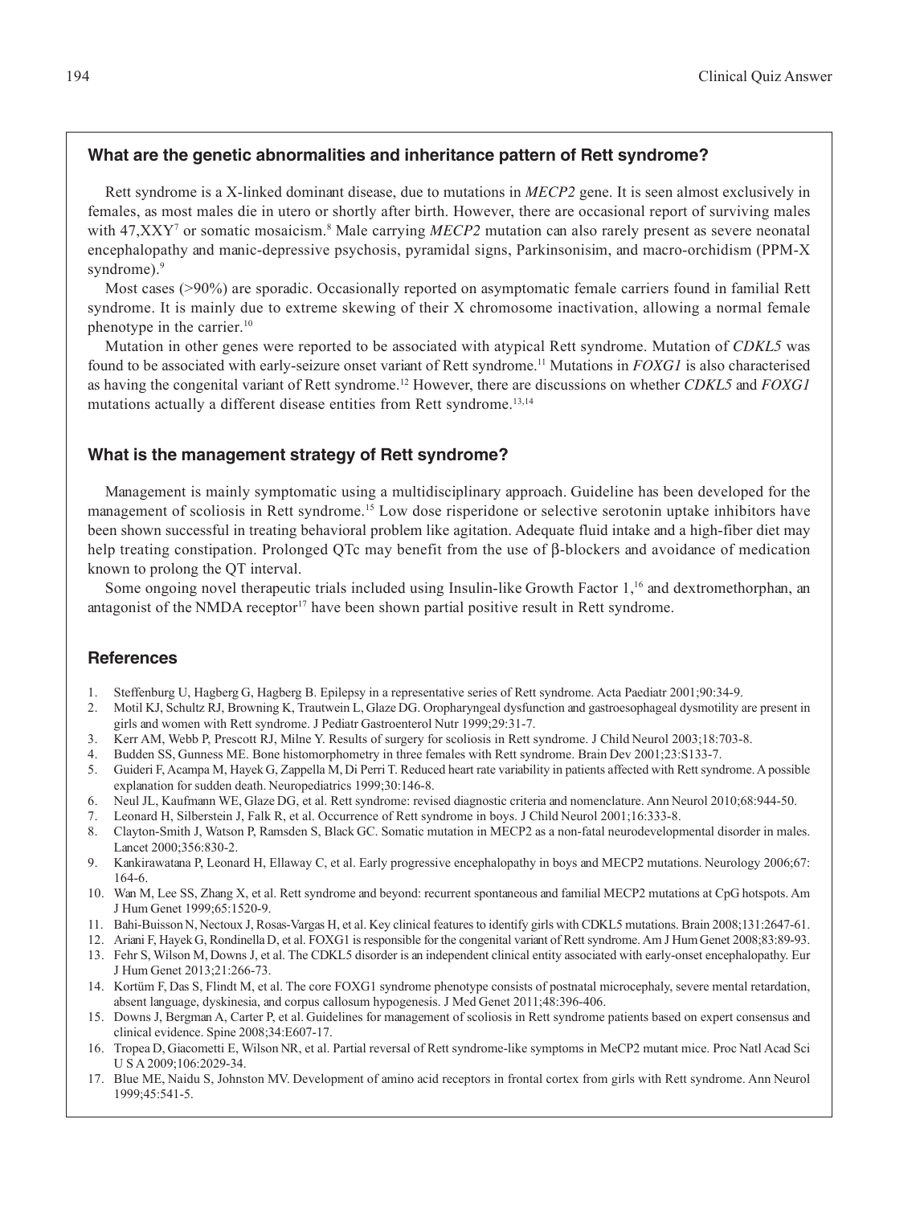### What are the genetic abnormalities and inheritance pattern of Rett syndrome?

Rett syndrome is a X-linked dominant disease, due to mutations in *MECP2* gene. It is seen almost exclusively in females, as most males die in utero or shortly after birth. However, there are occasional report of surviving males with 47,XXY[7] or somatic mosaicism.[8] Male carrying *MECP2* mutation can also rarely present as severe neonatal encephalopathy and manic-depressive psychosis, pyramidal signs, Parkinsonisim, and macro-orchidism (PPM-X syndrome).[9]

Most cases (>90%) are sporadic. Occasionally reported on asymptomatic female carriers found in familial Rett syndrome. It is mainly due to extreme skewing of their X chromosome inactivation, allowing a normal female phenotype in the carrier.[10]

Mutation in other genes were reported to be associated with atypical Rett syndrome. Mutation of *CDKL5* was found to be associated with early-seizure onset variant of Rett syndrome.[11] Mutations in *FOXG1* is also characterised as having the congenital variant of Rett syndrome.[12] However, there are discussions on whether *CDKL5* and *FOXG1* mutations actually a different disease entities from Rett syndrome.[13,14]

### What is the management strategy of Rett syndrome?

Management is mainly symptomatic using a multidisciplinary approach. Guideline has been developed for the management of scoliosis in Rett syndrome.[15] Low dose risperidone or selective serotonin uptake inhibitors have been shown successful in treating behavioral problem like agitation. Adequate fluid intake and a high-fiber diet may help treating constipation. Prolonged QTc may benefit from the use of β-blockers and avoidance of medication known to prolong the QT interval.

Some ongoing novel therapeutic trials included using Insulin-like Growth Factor 1,[16] and dextromethorphan, an antagonist of the NMDA receptor[17] have been shown partial positive result in Rett syndrome.

### References

1. Steffenburg U, Hagberg G, Hagberg B. Epilepsy in a representative series of Rett syndrome. Acta Paediatr 2001;90:34-9.
2. Motil KJ, Schultz RJ, Browning K, Trautwein L, Glaze DG. Oropharyngeal dysfunction and gastroesophageal dysmotility are present in girls and women with Rett syndrome. J Pediatr Gastroenterol Nutr 1999;29:31-7.
3. Kerr AM, Webb P, Prescott RJ, Milne Y. Results of surgery for scoliosis in Rett syndrome. J Child Neurol 2003;18:703-8.
4. Budden SS, Gunness ME. Bone histomorphometry in three females with Rett syndrome. Brain Dev 2001;23:S133-7.
5. Guideri F, Acampa M, Hayek G, Zappella M, Di Perri T. Reduced heart rate variability in patients affected with Rett syndrome. A possible explanation for sudden death. Neuropediatrics 1999;30:146-8.
6. Neul JL, Kaufmann WE, Glaze DG, et al. Rett syndrome: revised diagnostic criteria and nomenclature. Ann Neurol 2010;68:944-50.
7. Leonard H, Silberstein J, Falk R, et al. Occurrence of Rett syndrome in boys. J Child Neurol 2001;16:333-8.
8. Clayton-Smith J, Watson P, Ramsden S, Black GC. Somatic mutation in MECP2 as a non-fatal neurodevelopmental disorder in males. Lancet 2000;356:830-2.
9. Kankirawatana P, Leonard H, Ellaway C, et al. Early progressive encephalopathy in boys and MECP2 mutations. Neurology 2006;67:164-6.
10. Wan M, Lee SS, Zhang X, et al. Rett syndrome and beyond: recurrent spontaneous and familial MECP2 mutations at CpG hotspots. Am J Hum Genet 1999;65:1520-9.
11. Bahi-Buisson N, Nectoux J, Rosas-Vargas H, et al. Key clinical features to identify girls with CDKL5 mutations. Brain 2008;131:2647-61.
12. Ariani F, Hayek G, Rondinella D, et al. FOXG1 is responsible for the congenital variant of Rett syndrome. Am J Hum Genet 2008;83:89-93.
13. Fehr S, Wilson M, Downs J, et al. The CDKL5 disorder is an independent clinical entity associated with early-onset encephalopathy. Eur J Hum Genet 2013;21:266-73.
14. Kortüm F, Das S, Flindt M, et al. The core FOXG1 syndrome phenotype consists of postnatal microcephaly, severe mental retardation, absent language, dyskinesia, and corpus callosum hypogenesis. J Med Genet 2011;48:396-406.
15. Downs J, Bergman A, Carter P, et al. Guidelines for management of scoliosis in Rett syndrome patients based on expert consensus and clinical evidence. Spine 2008;34:E607-17.
16. Tropea D, Giacometti E, Wilson NR, et al. Partial reversal of Rett syndrome-like symptoms in MeCP2 mutant mice. Proc Natl Acad Sci U S A 2009;106:2029-34.
17. Blue ME, Naidu S, Johnston MV. Development of amino acid receptors in frontal cortex from girls with Rett syndrome. Ann Neurol 1999;45:541-5.